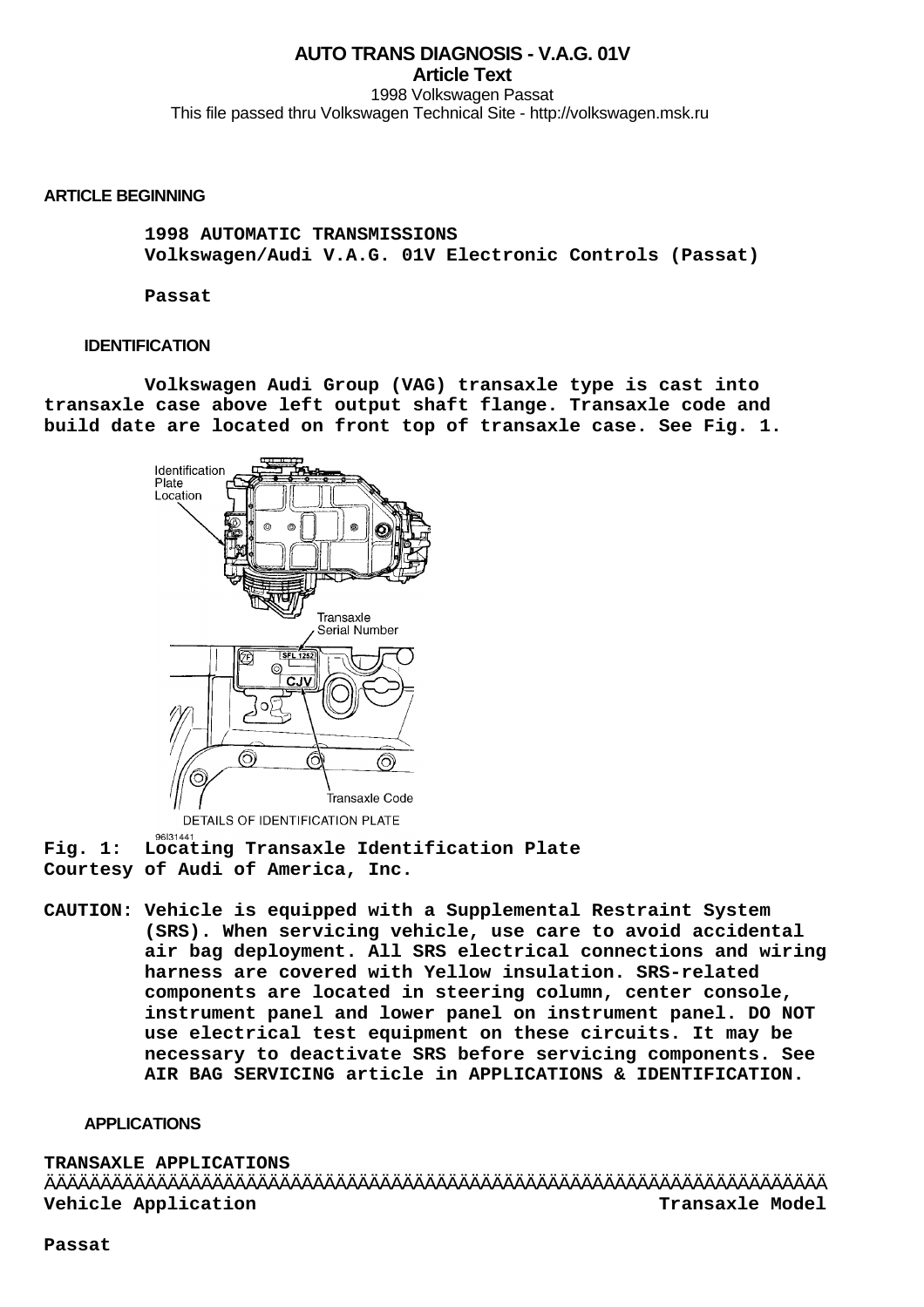# AUTO TRANS DIAGNOSIS - V.A.G. 01V

**Article Text**

1998 Volkswagen Passat

This file passed thru Volkswagen Technical Site - http://volkswagen.msk.ru

## ARTICLE BEGINNING

**1998 AUTOMATIC TRANSMISSIONS**
**Volkswagen/Audi V.A.G. 01V Electronic Controls (Passat)**

**Passat**

### IDENTIFICATION

Volkswagen Audi Group (VAG) transaxle type is cast into transaxle case above left output shaft flange. Transaxle code and build date are located on front top of transaxle case. See Fig. 1.

Identification Plate Location

Transaxle Serial Number

SFL 1252

CJV

Transaxle Code

DETAILS OF IDENTIFICATION PLATE

96I31441

**Fig. 1: Locating Transaxle Identification Plate**
**Courtesy of Audi of America, Inc.**

**CAUTION: Vehicle is equipped with a Supplemental Restraint System (SRS). When servicing vehicle, use care to avoid accidental air bag deployment. All SRS electrical connections and wiring harness are covered with Yellow insulation. SRS-related components are located in steering column, center console, instrument panel and lower panel on instrument panel. DO NOT use electrical test equipment on these circuits. It may be necessary to deactivate SRS before servicing components. See AIR BAG SERVICING article in APPLICATIONS & IDENTIFICATION.**

### APPLICATIONS

**TRANSAXLE APPLICATIONS**

| Vehicle Application | Transaxle Model |
|---|---|
| Passat | |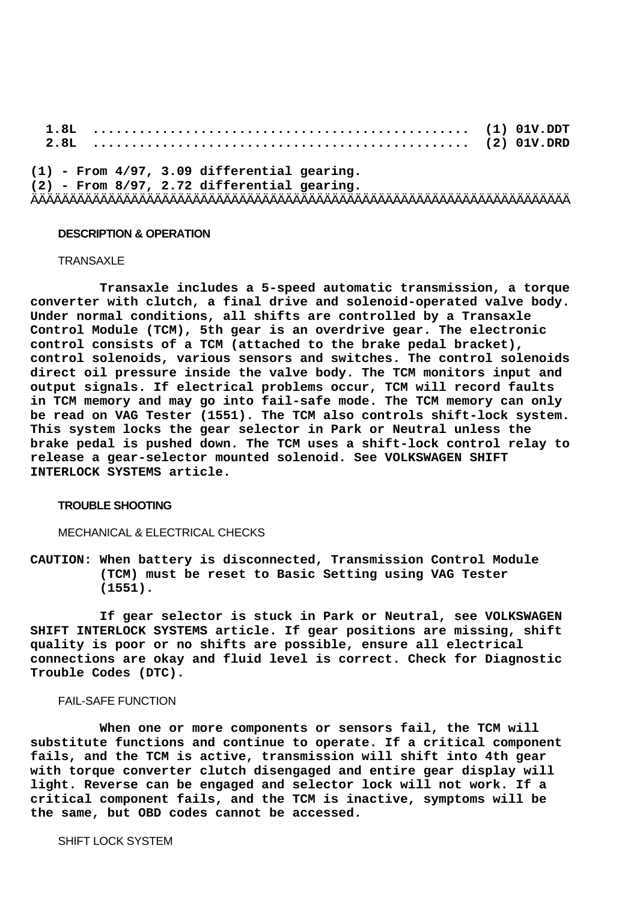| | |
|---|---|
| 1.8L ................................................ | (1) 01V.DDT |
| 2.8L ................................................ | (2) 01V.DRD |

(1) - From 4/97, 3.09 differential gearing.
(2) - From 8/97, 2.72 differential gearing.

ÄÄÄÄÄÄÄÄÄÄÄÄÄÄÄÄÄÄÄÄÄÄÄÄÄÄÄÄÄÄÄÄÄÄÄÄÄÄÄÄÄÄÄÄÄÄÄÄÄÄÄÄÄÄÄÄÄÄÄÄÄÄÄÄÄÄÄÄÄÄÄÄ

## DESCRIPTION & OPERATION

### TRANSAXLE

Transaxle includes a 5-speed automatic transmission, a torque converter with clutch, a final drive and solenoid-operated valve body. Under normal conditions, all shifts are controlled by a Transaxle Control Module (TCM), 5th gear is an overdrive gear. The electronic control consists of a TCM (attached to the brake pedal bracket), control solenoids, various sensors and switches. The control solenoids direct oil pressure inside the valve body. The TCM monitors input and output signals. If electrical problems occur, TCM will record faults in TCM memory and may go into fail-safe mode. The TCM memory can only be read on VAG Tester (1551). The TCM also controls shift-lock system. This system locks the gear selector in Park or Neutral unless the brake pedal is pushed down. The TCM uses a shift-lock control relay to release a gear-selector mounted solenoid. See VOLKSWAGEN SHIFT INTERLOCK SYSTEMS article.

## TROUBLE SHOOTING

### MECHANICAL & ELECTRICAL CHECKS

CAUTION: When battery is disconnected, Transmission Control Module (TCM) must be reset to Basic Setting using VAG Tester (1551).

If gear selector is stuck in Park or Neutral, see VOLKSWAGEN SHIFT INTERLOCK SYSTEMS article. If gear positions are missing, shift quality is poor or no shifts are possible, ensure all electrical connections are okay and fluid level is correct. Check for Diagnostic Trouble Codes (DTC).

### FAIL-SAFE FUNCTION

When one or more components or sensors fail, the TCM will substitute functions and continue to operate. If a critical component fails, and the TCM is active, transmission will shift into 4th gear with torque converter clutch disengaged and entire gear display will light. Reverse can be engaged and selector lock will not work. If a critical component fails, and the TCM is inactive, symptoms will be the same, but OBD codes cannot be accessed.

### SHIFT LOCK SYSTEM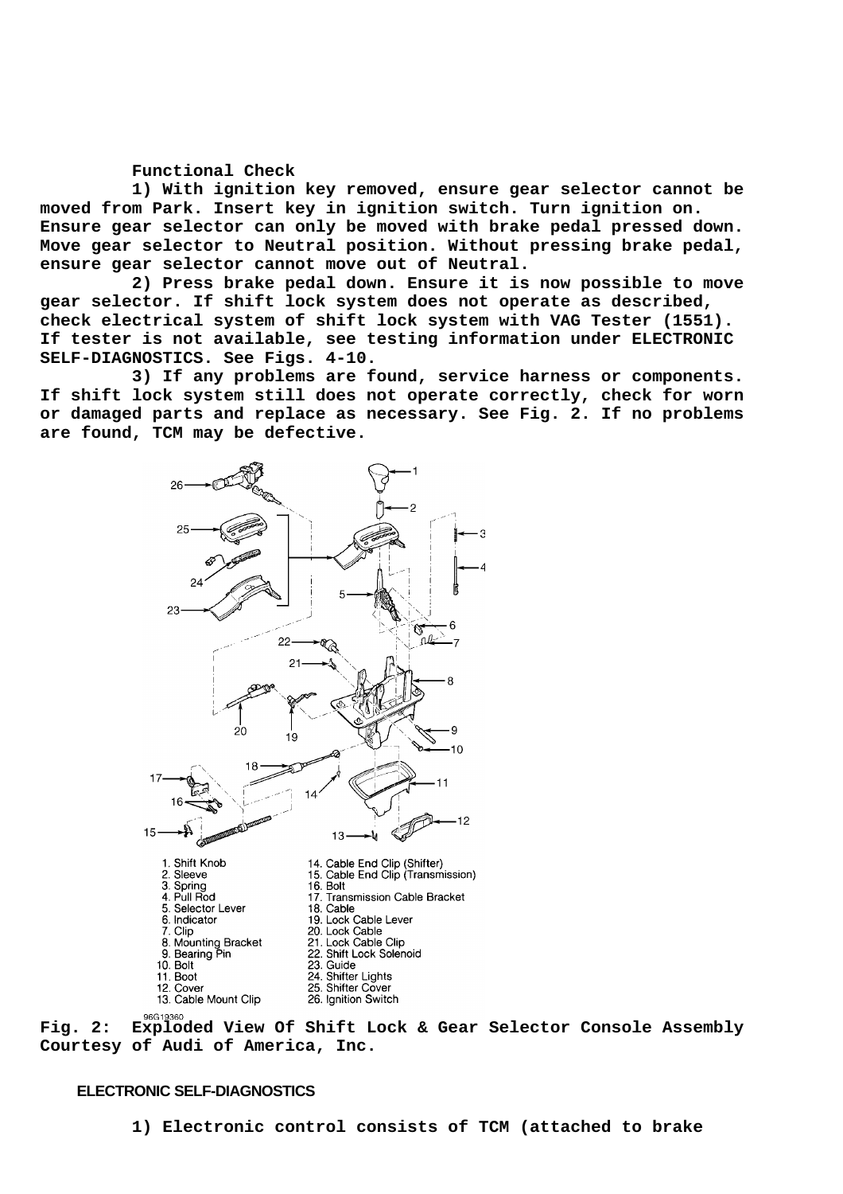**Functional Check**

**1) With ignition key removed, ensure gear selector cannot be moved from Park. Insert key in ignition switch. Turn ignition on. Ensure gear selector can only be moved with brake pedal pressed down. Move gear selector to Neutral position. Without pressing brake pedal, ensure gear selector cannot move out of Neutral.**

**2) Press brake pedal down. Ensure it is now possible to move gear selector. If shift lock system does not operate as described, check electrical system of shift lock system with VAG Tester (1551). If tester is not available, see testing information under ELECTRONIC SELF-DIAGNOSTICS. See Figs. 4-10.**

**3) If any problems are found, service harness or components. If shift lock system still does not operate correctly, check for worn or damaged parts and replace as necessary. See Fig. 2. If no problems are found, TCM may be defective.**

1. Shift Knob
2. Sleeve
3. Spring
4. Pull Rod
5. Selector Lever
6. Indicator
7. Clip
8. Mounting Bracket
9. Bearing Pin
10. Bolt
11. Boot
12. Cover
13. Cable Mount Clip
14. Cable End Clip (Shifter)
15. Cable End Clip (Transmission)
16. Bolt
17. Transmission Cable Bracket
18. Cable
19. Lock Cable Lever
20. Lock Cable
21. Lock Cable Clip
22. Shift Lock Solenoid
23. Guide
24. Shifter Lights
25. Shifter Cover
26. Ignition Switch

96G19360

**Fig. 2: Exploded View Of Shift Lock & Gear Selector Console Assembly**
**Courtesy of Audi of America, Inc.**

## ELECTRONIC SELF-DIAGNOSTICS

**1) Electronic control consists of TCM (attached to brake**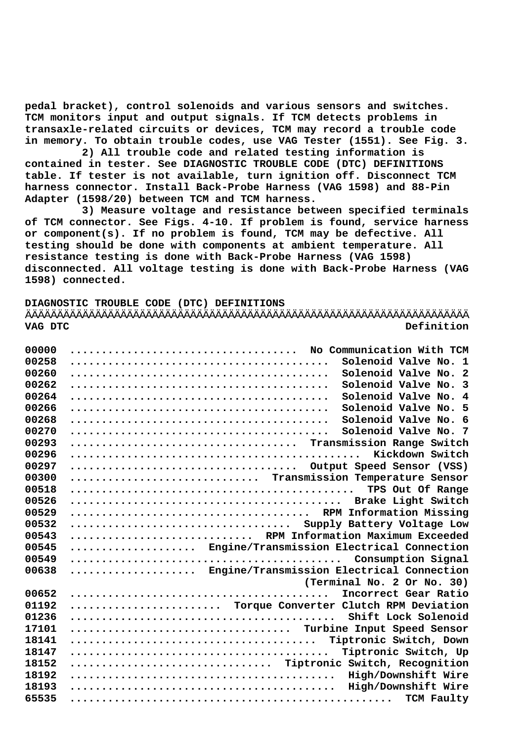pedal bracket), control solenoids and various sensors and switches. TCM monitors input and output signals. If TCM detects problems in transaxle-related circuits or devices, TCM may record a trouble code in memory. To obtain trouble codes, use VAG Tester (1551). See Fig. 3.

2) All trouble code and related testing information is contained in tester. See DIAGNOSTIC TROUBLE CODE (DTC) DEFINITIONS table. If tester is not available, turn ignition off. Disconnect TCM harness connector. Install Back-Probe Harness (VAG 1598) and 88-Pin Adapter (1598/20) between TCM and TCM harness.

3) Measure voltage and resistance between specified terminals of TCM connector. See Figs. 4-10. If problem is found, service harness or component(s). If no problem is found, TCM may be defective. All testing should be done with components at ambient temperature. All resistance testing is done with Back-Probe Harness (VAG 1598) disconnected. All voltage testing is done with Back-Probe Harness (VAG 1598) connected.

**DIAGNOSTIC TROUBLE CODE (DTC) DEFINITIONS**

| VAG DTC | Definition |
|---|---|
| 00000 | No Communication With TCM |
| 00258 | Solenoid Valve No. 1 |
| 00260 | Solenoid Valve No. 2 |
| 00262 | Solenoid Valve No. 3 |
| 00264 | Solenoid Valve No. 4 |
| 00266 | Solenoid Valve No. 5 |
| 00268 | Solenoid Valve No. 6 |
| 00270 | Solenoid Valve No. 7 |
| 00293 | Transmission Range Switch |
| 00296 | Kickdown Switch |
| 00297 | Output Speed Sensor (VSS) |
| 00300 | Transmission Temperature Sensor |
| 00518 | TPS Out Of Range |
| 00526 | Brake Light Switch |
| 00529 | RPM Information Missing |
| 00532 | Supply Battery Voltage Low |
| 00543 | RPM Information Maximum Exceeded |
| 00545 | Engine/Transmission Electrical Connection |
| 00549 | Consumption Signal |
| 00638 | Engine/Transmission Electrical Connection (Terminal No. 2 Or No. 30) |
| 00652 | Incorrect Gear Ratio |
| 01192 | Torque Converter Clutch RPM Deviation |
| 01236 | Shift Lock Solenoid |
| 17101 | Turbine Input Speed Sensor |
| 18141 | Tiptronic Switch, Down |
| 18147 | Tiptronic Switch, Up |
| 18152 | Tiptronic Switch, Recognition |
| 18192 | High/Downshift Wire |
| 18193 | High/Downshift Wire |
| 65535 | TCM Faulty |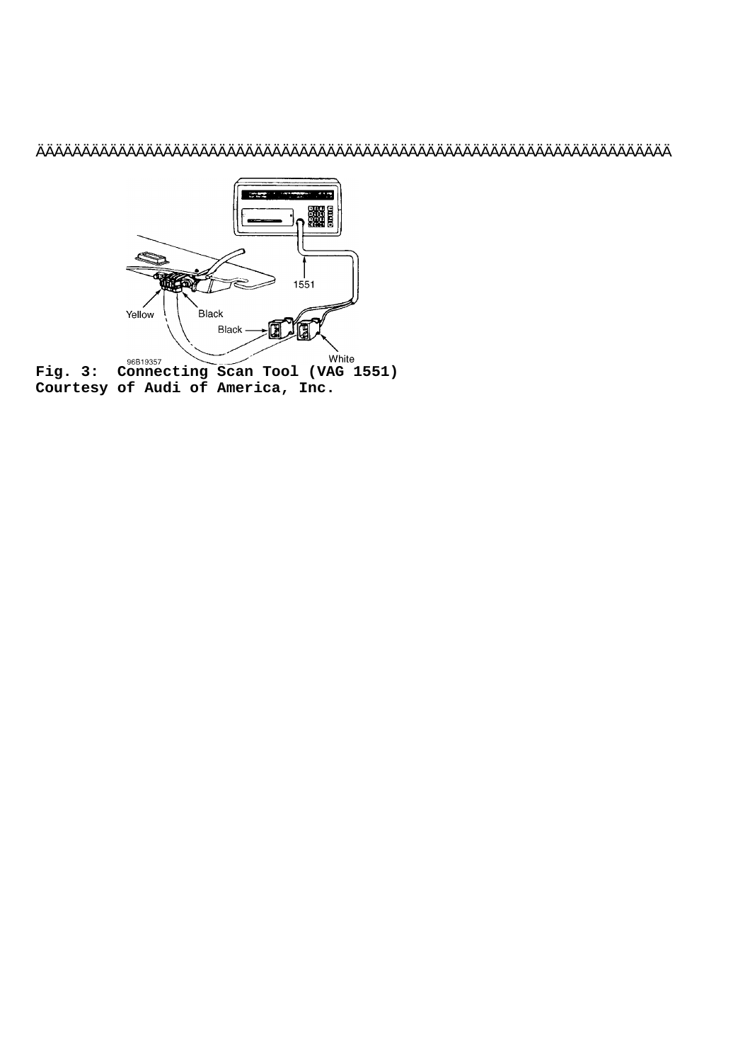ÄÄÄÄÄÄÄÄÄÄÄÄÄÄÄÄÄÄÄÄÄÄÄÄÄÄÄÄÄÄÄÄÄÄÄÄÄÄÄÄÄÄÄÄÄÄÄÄÄÄÄÄÄÄÄÄÄÄÄÄÄÄÄÄÄÄÄÄÄÄÄÄÄÄÄÄÄÄ

**Fig. 3: Connecting Scan Tool (VAG 1551)**
**Courtesy of Audi of America, Inc.**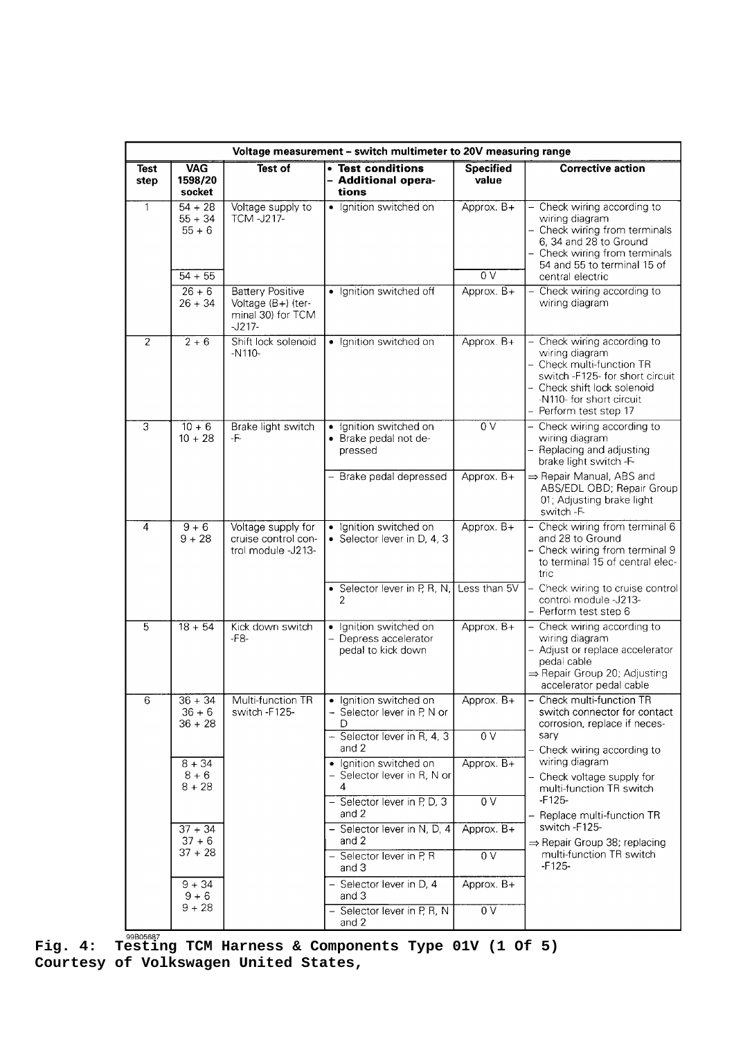| Voltage measurement – switch multimeter to 20V measuring range | | | | | |
|---|---|---|---|---|---|
| **Test step** | **VAG 1598/20 socket** | **Test of** | **• Test conditions – Additional operations** | **Specified value** | **Corrective action** |
| 1 | 54 + 28<br>55 + 34<br>55 + 6 | Voltage supply to TCM -J217- | • Ignition switched on | Approx. B+ | – Check wiring according to wiring diagram<br>– Check wiring from terminals 6, 34 and 28 to Ground<br>– Check wiring from terminals 54 and 55 to terminal 15 of central electric |
| | 54 + 55 | | | 0 V | |
| | 26 + 6<br>26 + 34 | Battery Positive Voltage (B+) (terminal 30) for TCM -J217- | • Ignition switched off | Approx. B+ | – Check wiring according to wiring diagram |
| 2 | 2 + 6 | Shift lock solenoid -N110- | • Ignition switched on | Approx. B+ | – Check wiring according to wiring diagram<br>– Check multi-function TR switch -F125- for short circuit<br>– Check shift lock solenoid -N110- for short circuit<br>– Perform test step 17 |
| 3 | 10 + 6<br>10 + 28 | Brake light switch -F- | • Ignition switched on<br>• Brake pedal not depressed | 0 V | – Check wiring according to wiring diagram<br>– Replacing and adjusting brake light switch -F- |
| | | | – Brake pedal depressed | Approx. B+ | ⇒ Repair Manual, ABS and ABS/EDL OBD; Repair Group 01; Adjusting brake light switch -F- |
| 4 | 9 + 6<br>9 + 28 | Voltage supply for cruise control control module -J213- | • Ignition switched on<br>• Selector lever in D, 4, 3 | Approx. B+ | – Check wiring from terminal 6 and 28 to Ground<br>– Check wiring from terminal 9 to terminal 15 of central electric |
| | | | • Selector lever in P, R, N, 2 | Less than 5V | – Check wiring to cruise control control module -J213-<br>– Perform test step 6 |
| 5 | 18 + 54 | Kick down switch -F8- | • Ignition switched on<br>– Depress accelerator pedal to kick down | Approx. B+ | – Check wiring according to wiring diagram<br>– Adjust or replace accelerator pedal cable<br>⇒ Repair Group 20; Adjusting accelerator pedal cable |
| 6 | 36 + 34<br>36 + 6<br>36 + 28 | Multi-function TR switch -F125- | • Ignition switched on<br>– Selector lever in P, N or D | Approx. B+ | – Check multi-function TR switch connector for contact corrosion, replace if necessary<br>– Check wiring according to wiring diagram<br>– Check voltage supply for multi-function TR switch -F125-<br>– Replace multi-function TR switch -F125-<br>⇒ Repair Group 38; replacing multi-function TR switch -F125- |
| | | | – Selector lever in R, 4, 3 and 2 | 0 V | |
| | 8 + 34<br>8 + 6<br>8 + 28 | | • Ignition switched on<br>– Selector lever in R, N or 4 | Approx. B+ | |
| | | | – Selector lever in P, D, 3 and 2 | 0 V | |
| | 37 + 34<br>37 + 6<br>37 + 28 | | – Selector lever in N, D, 4 and 2 | Approx. B+ | |
| | | | – Selector lever in P, R and 3 | 0 V | |
| | 9 + 34<br>9 + 6<br>9 + 28 | | – Selector lever in D, 4 and 3 | Approx. B+ | |
| | | | – Selector lever in P, R, N and 2 | 0 V | |

99B05687

**Fig. 4: Testing TCM Harness & Components Type 01V (1 Of 5)**
**Courtesy of Volkswagen United States,**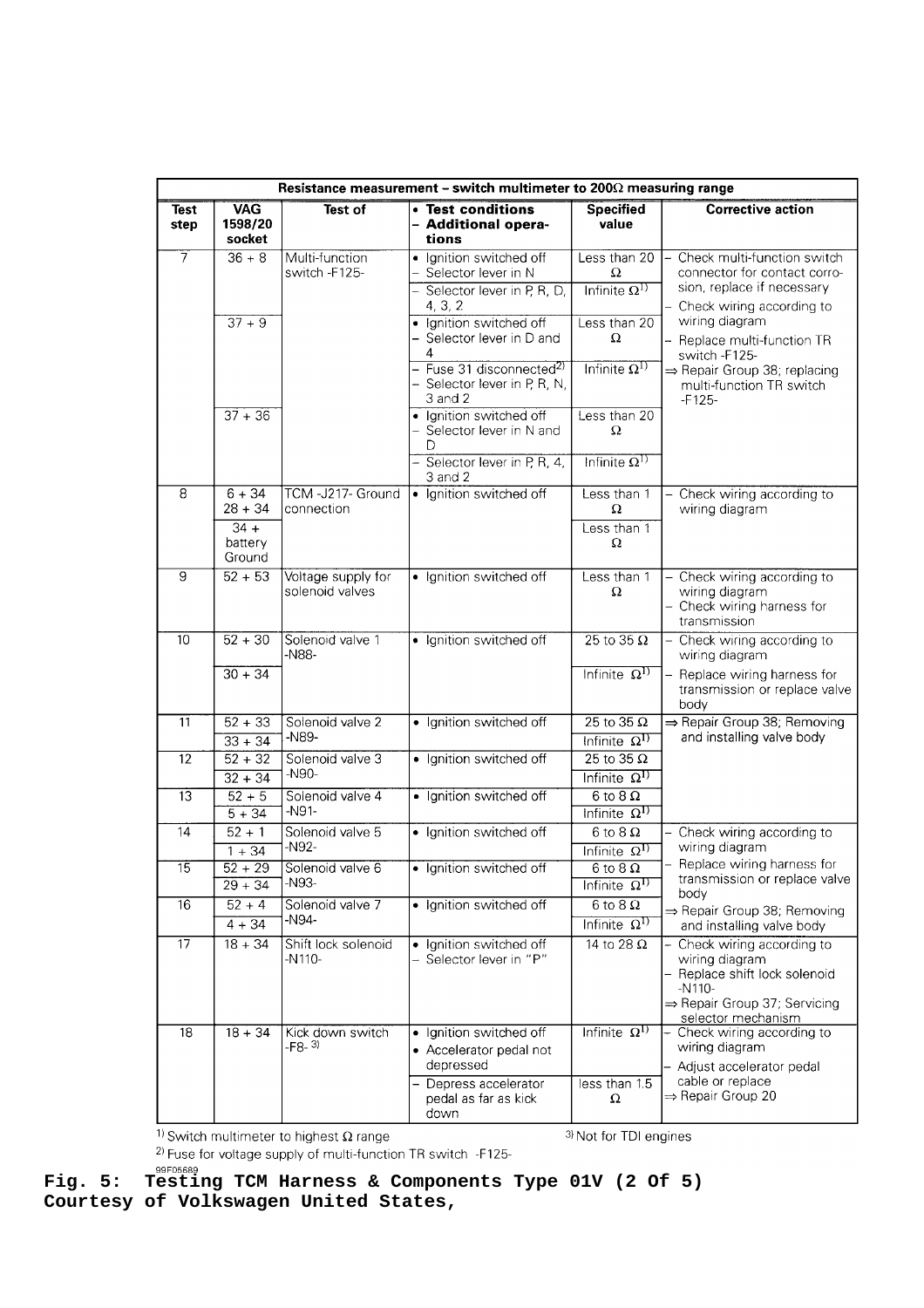| Resistance measurement – switch multimeter to 200Ω measuring range | | | | | |
|---|---|---|---|---|---|
| **Test step** | **VAG 1598/20 socket** | **Test of** | • **Test conditions** – **Additional operations** | **Specified value** | **Corrective action** |
| 7 | 36 + 8 | Multi-function switch -F125- | • Ignition switched off – Selector lever in N | Less than 20 Ω | – Check multi-function switch connector for contact corrosion, replace if necessary – Check wiring according to wiring diagram – Replace multi-function TR switch -F125- ⇒ Repair Group 38; replacing multi-function TR switch -F125- |
| | | | – Selector lever in P, R, D, 4, 3, 2 | Infinite Ω[1] | |
| | 37 + 9 | | • Ignition switched off – Selector lever in D and 4 | Less than 20 Ω | |
| | | | – Fuse 31 disconnected[2] – Selector lever in P, R, N, 3 and 2 | Infinite Ω[1] | |
| | 37 + 36 | | • Ignition switched off – Selector lever in N and D | Less than 20 Ω | |
| | | | – Selector lever in P, R, 4, 3 and 2 | Infinite Ω[1] | |
| 8 | 6 + 34 28 + 34 | TCM -J217- Ground connection | • Ignition switched off | Less than 1 Ω | – Check wiring according to wiring diagram |
| | 34 + battery Ground | | | Less than 1 Ω | |
| 9 | 52 + 53 | Voltage supply for solenoid valves | • Ignition switched off | Less than 1 Ω | – Check wiring according to wiring diagram – Check wiring harness for transmission |
| 10 | 52 + 30 | Solenoid valve 1 -N88- | • Ignition switched off | 25 to 35 Ω | – Check wiring according to wiring diagram – Replace wiring harness for transmission or replace valve body ⇒ Repair Group 38; Removing and installing valve body |
| | 30 + 34 | | | Infinite Ω[1] | |
| 11 | 52 + 33 | Solenoid valve 2 -N89- | • Ignition switched off | 25 to 35 Ω | |
| | 33 + 34 | | | Infinite Ω[1] | |
| 12 | 52 + 32 | Solenoid valve 3 -N90- | • Ignition switched off | 25 to 35 Ω | |
| | 32 + 34 | | | Infinite Ω[1] | |
| 13 | 52 + 5 | Solenoid valve 4 -N91- | • Ignition switched off | 6 to 8 Ω | |
| | 5 + 34 | | | Infinite Ω[1] | |
| 14 | 52 + 1 | Solenoid valve 5 -N92- | • Ignition switched off | 6 to 8 Ω | – Check wiring according to wiring diagram – Replace wiring harness for transmission or replace valve body ⇒ Repair Group 38; Removing and installing valve body |
| | 1 + 34 | | | Infinite Ω[1] | |
| 15 | 52 + 29 | Solenoid valve 6 -N93- | • Ignition switched off | 6 to 8 Ω | |
| | 29 + 34 | | | Infinite Ω[1] | |
| 16 | 52 + 4 | Solenoid valve 7 -N94- | • Ignition switched off | 6 to 8 Ω | |
| | 4 + 34 | | | Infinite Ω[1] | |
| 17 | 18 + 34 | Shift lock solenoid -N110- | • Ignition switched off – Selector lever in "P" | 14 to 28 Ω | – Check wiring according to wiring diagram – Replace shift lock solenoid -N110- ⇒ Repair Group 37; Servicing selector mechanism |
| 18 | 18 + 34 | Kick down switch -F8- [3] | • Ignition switched off • Accelerator pedal not depressed | Infinite Ω[1] | – Check wiring according to wiring diagram – Adjust accelerator pedal cable or replace ⇒ Repair Group 20 |
| | | | – Depress accelerator pedal as far as kick down | less than 1.5 Ω | |

[1] Switch multimeter to highest Ω range

[2] Fuse for voltage supply of multi-function TR switch -F125-

[3] Not for TDI engines

99F05689

**Fig. 5: Testing TCM Harness & Components Type 01V (2 Of 5)**
**Courtesy of Volkswagen United States,**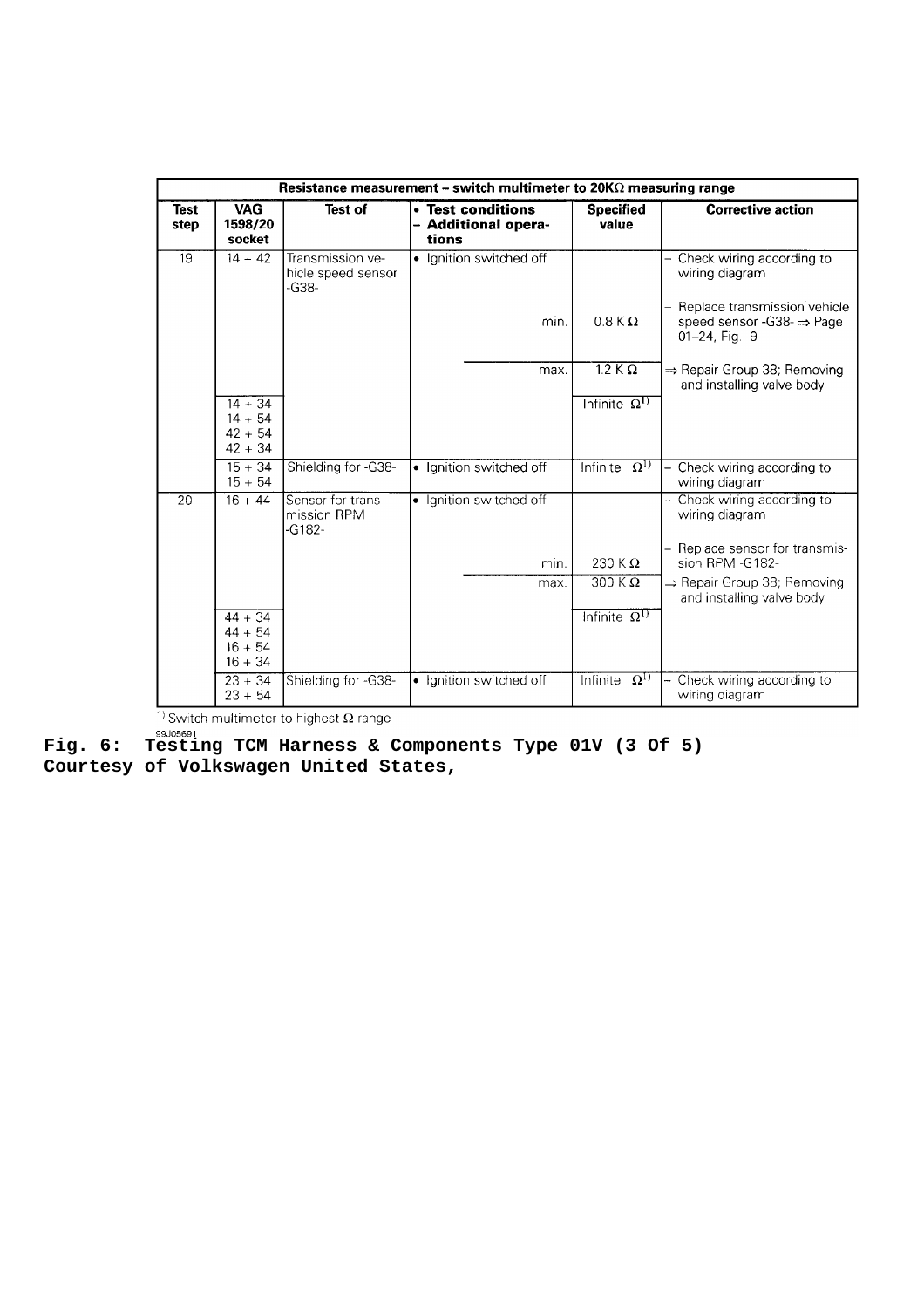| Resistance measurement – switch multimeter to 20KΩ measuring range | | | | | |
|---|---|---|---|---|---|
| **Test step** | **VAG 1598/20 socket** | **Test of** | **• Test conditions – Additional operations** | **Specified value** | **Corrective action** |
| 19 | 14 + 42 | Transmission vehicle speed sensor -G38- | • Ignition switched off | | – Check wiring according to wiring diagram |
| | | | min. | 0.8 K Ω | – Replace transmission vehicle speed sensor -G38- ⇒ Page 01–24, Fig. 9 |
| | | | max. | 1.2 K Ω | ⇒ Repair Group 38; Removing and installing valve body |
| | 14 + 34<br>14 + 54<br>42 + 54<br>42 + 34 | | | Infinite Ω[1] | |
| | 15 + 34<br>15 + 54 | Shielding for -G38- | • Ignition switched off | Infinite Ω[1] | – Check wiring according to wiring diagram |
| 20 | 16 + 44 | Sensor for transmission RPM -G182- | • Ignition switched off | | – Check wiring according to wiring diagram |
| | | | min. | 230 K Ω | – Replace sensor for transmission RPM -G182- |
| | | | max. | 300 K Ω | ⇒ Repair Group 38; Removing and installing valve body |
| | 44 + 34<br>44 + 54<br>16 + 54<br>16 + 34 | | | Infinite Ω[1] | |
| | 23 + 34<br>23 + 54 | Shielding for -G38- | • Ignition switched off | Infinite Ω[1] | – Check wiring according to wiring diagram |

[1] Switch multimeter to highest Ω range

99J05691

**Fig. 6: Testing TCM Harness & Components Type 01V (3 Of 5)**
**Courtesy of Volkswagen United States,**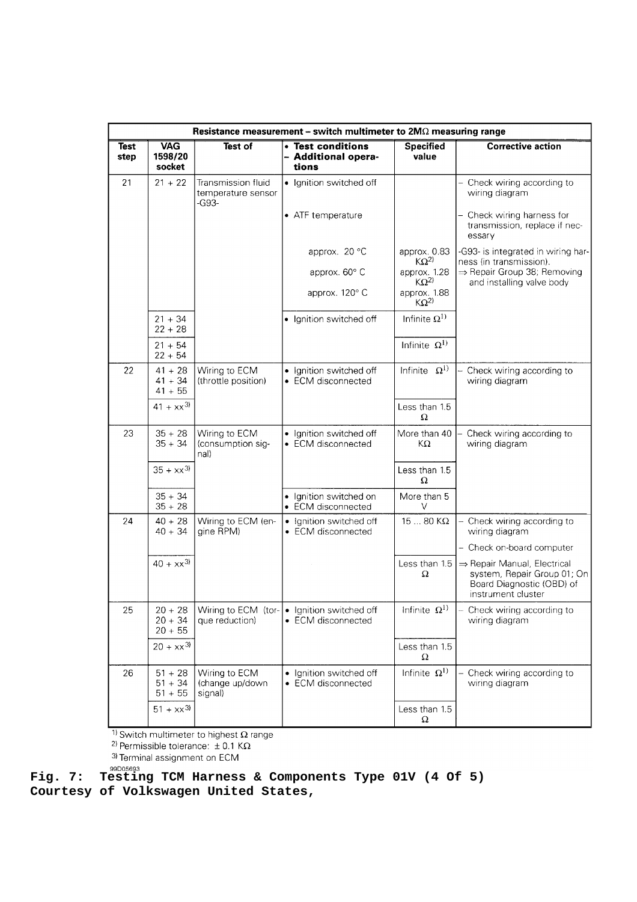| Resistance measurement – switch multimeter to 2MΩ measuring range | | | | | |
|---|---|---|---|---|---|
| **Test step** | **VAG 1598/20 socket** | **Test of** | **• Test conditions – Additional operations** | **Specified value** | **Corrective action** |
| 21 | 21 + 22 | Transmission fluid temperature sensor -G93- | • Ignition switched off | | – Check wiring according to wiring diagram |
| | | | • ATF temperature | | – Check wiring harness for transmission, replace if necessary |
| | | | approx. 20 °C | approx. 0.83 KΩ[2] | -G93- is integrated in wiring harness (in transmission). ⇒ Repair Group 38; Removing and installing valve body |
| | | | approx. 60° C | approx. 1.28 KΩ[2] | |
| | | | approx. 120° C | approx. 1.88 KΩ[2] | |
| | 21 + 34<br>22 + 28 | | • Ignition switched off | Infinite Ω[1] | |
| | 21 + 54<br>22 + 54 | | | Infinite Ω[1] | |
| 22 | 41 + 28<br>41 + 34<br>41 + 55 | Wiring to ECM (throttle position) | • Ignition switched off<br>• ECM disconnected | Infinite Ω[1] | – Check wiring according to wiring diagram |
| | 41 + xx[3] | | | Less than 1.5 Ω | |
| 23 | 35 + 28<br>35 + 34 | Wiring to ECM (consumption signal) | • Ignition switched off<br>• ECM disconnected | More than 40 KΩ | – Check wiring according to wiring diagram |
| | 35 + xx[3] | | | Less than 1.5 Ω | |
| | 35 + 34<br>35 + 28 | | • Ignition switched on<br>• ECM disconnected | More than 5 V | |
| 24 | 40 + 28<br>40 + 34 | Wiring to ECM (engine RPM) | • Ignition switched off<br>• ECM disconnected | 15 ... 80 KΩ | – Check wiring according to wiring diagram<br>– Check on-board computer |
| | 40 + xx[3] | | | Less than 1.5 Ω | ⇒ Repair Manual, Electrical system, Repair Group 01; On Board Diagnostic (OBD) of instrument cluster |
| 25 | 20 + 28<br>20 + 34<br>20 + 55 | Wiring to ECM (torque reduction) | • Ignition switched off<br>• ECM disconnected | Infinite Ω[1] | – Check wiring according to wiring diagram |
| | 20 + xx[3] | | | Less than 1.5 Ω | |
| 26 | 51 + 28<br>51 + 34<br>51 + 55 | Wiring to ECM (change up/down signal) | • Ignition switched off<br>• ECM disconnected | Infinite Ω[1] | – Check wiring according to wiring diagram |
| | 51 + xx[3] | | | Less than 1.5 Ω | |

[1] Switch multimeter to highest Ω range

[2] Permissible tolerance: ± 0.1 KΩ

[3] Terminal assignment on ECM

99D05693

**Fig. 7: Testing TCM Harness & Components Type 01V (4 Of 5)**
**Courtesy of Volkswagen United States,**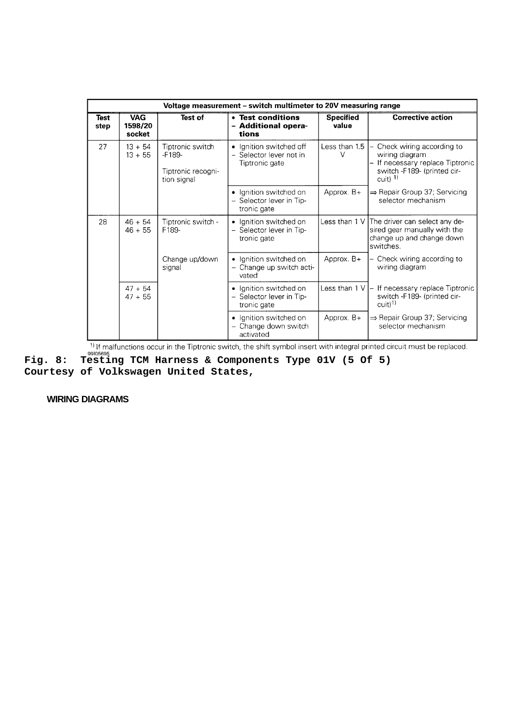| Voltage measurement – switch multimeter to 20V measuring range | | | | | |
|---|---|---|---|---|---|
| **Test step** | **VAG 1598/20 socket** | **Test of** | **• Test conditions – Additional operations** | **Specified value** | **Corrective action** |
| 27 | 13 + 54<br>13 + 55 | Tiptronic switch -F189-<br><br>Tiptronic recognition signal | • Ignition switched off<br>– Selector lever not in Tiptronic gate | Less than 1.5 V | – Check wiring according to wiring diagram<br>– If necessary replace Tiptronic switch -F189- (printed circuit) [1] |
| | | | • Ignition switched on<br>– Selector lever in Tiptronic gate | Approx. B+ | ⇒ Repair Group 37; Servicing selector mechanism |
| 28 | 46 + 54<br>46 + 55 | Tiptronic switch -F189-<br><br>Change up/down signal | • Ignition switched on<br>– Selector lever in Tiptronic gate | Less than 1 V | The driver can select any desired gear manually with the change up and change down switches. |
| | | | • Ignition switched on<br>– Change up switch activated | Approx. B+ | – Check wiring according to wiring diagram |
| | 47 + 54<br>47 + 55 | | • Ignition switched on<br>– Selector lever in Tiptronic gate | Less than 1 V | – If necessary replace Tiptronic switch -F189- (printed circuit) [1] |
| | | | • Ignition switched on<br>– Change down switch activated | Approx. B+ | ⇒ Repair Group 37; Servicing selector mechanism |

[1] If malfunctions occur in the Tiptronic switch, the shift symbol insert with integral printed circuit must be replaced.

99I05695

**Fig. 8: Testing TCM Harness & Components Type 01V (5 Of 5)**
**Courtesy of Volkswagen United States,**

## WIRING DIAGRAMS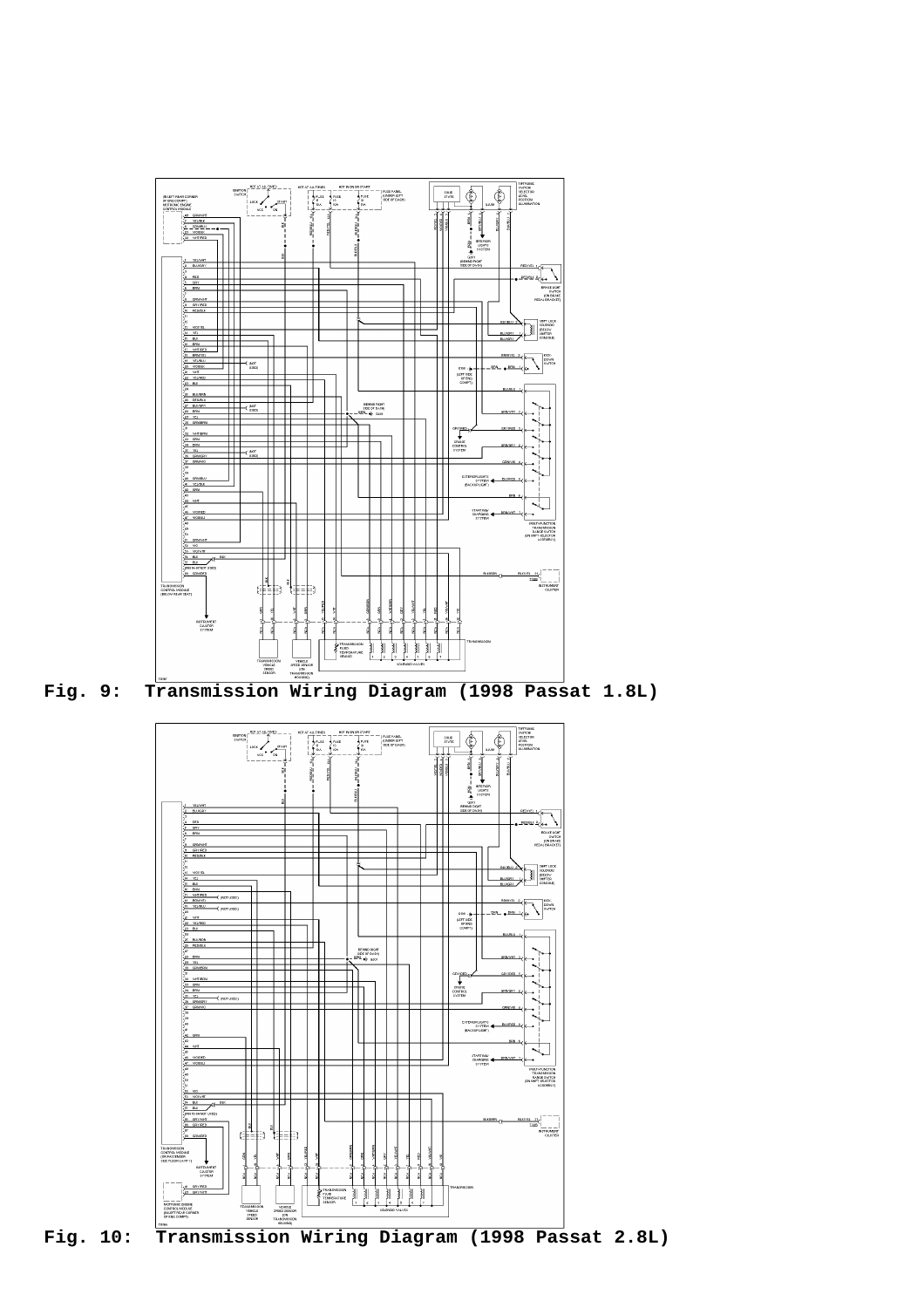Fig. 9: Transmission Wiring Diagram (1998 Passat 1.8L)

Fig. 10: Transmission Wiring Diagram (1998 Passat 2.8L)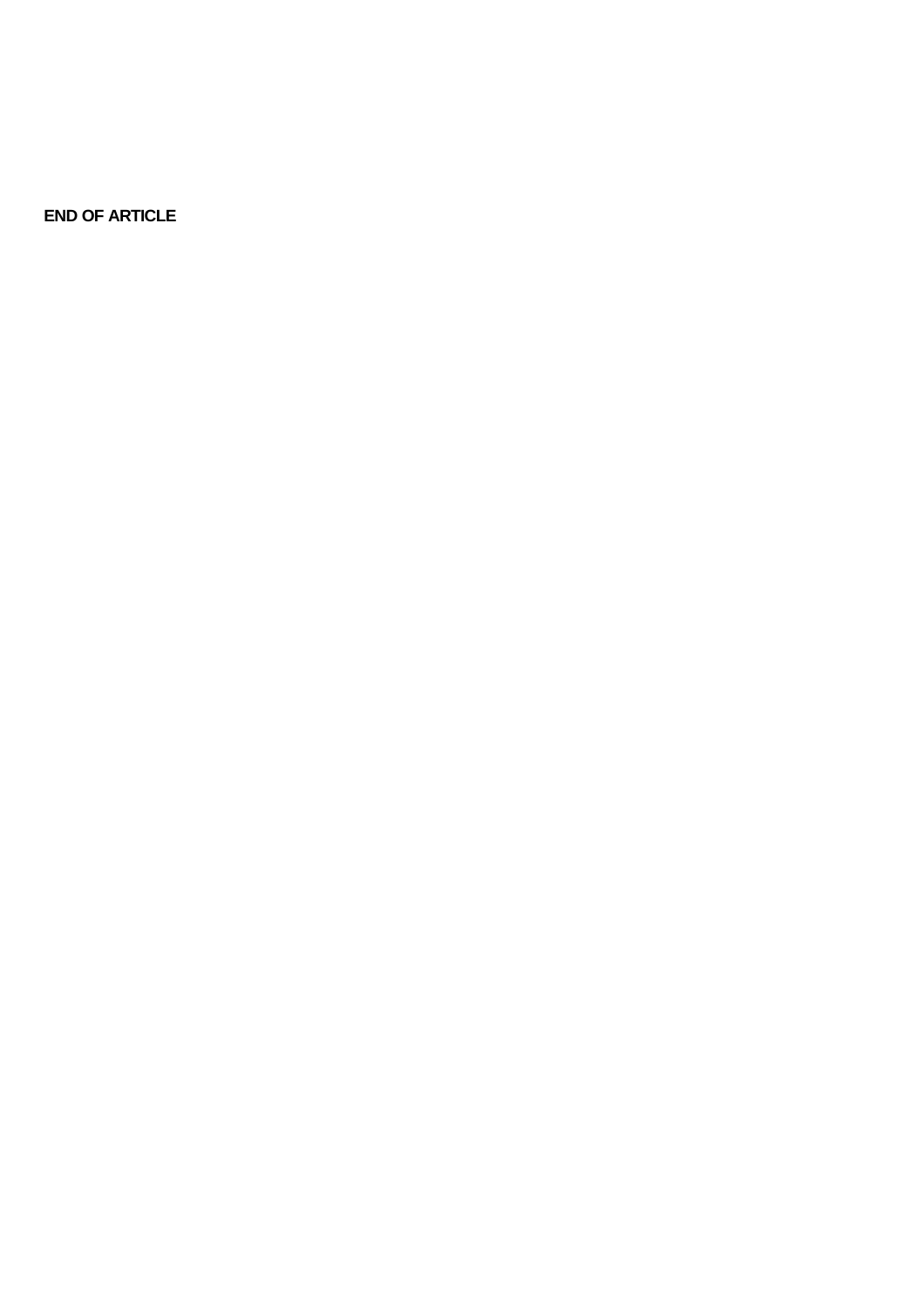**END OF ARTICLE**